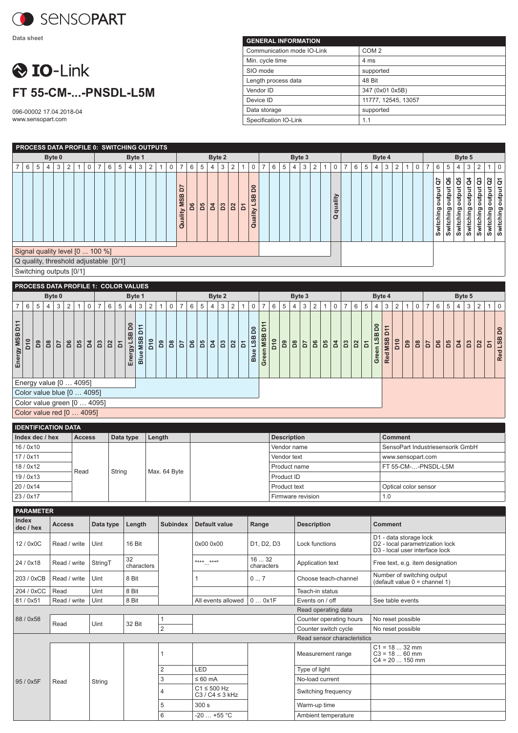SENSOPART

Data sheet

# IO-Link

## FT 55-CM-...-PNSDL-L5M

096-00002 17.04.2018-04
www.sensopart.com

| GENERAL INFORMATION | |
|---|---|
| Communication mode IO-Link | COM 2 |
| Min. cycle time | 4 ms |
| SIO mode | supported |
| Length process data | 48 Bit |
| Vendor ID | 347 (0x01 0x5B) |
| Device ID | 11777, 12545, 13057 |
| Data storage | supported |
| Specification IO-Link | 1.1 |

### PROCESS DATA PROFILE 0: SWITCHING OUTPUTS

| Byte | Bit | Content |
|---|---|---|
| Byte 0 | 7 … 0 | Signal quality level [0 ... 100 %] |
| Byte 1 | 7 … 0 | Signal quality level [0 ... 100 %] |
| Byte 2 | 7 | Quality MSB D7 |
| Byte 2 | 6 | D6 |
| Byte 2 | 5 | D5 |
| Byte 2 | 4 | D4 |
| Byte 2 | 3 | D3 |
| Byte 2 | 2 | D2 |
| Byte 2 | 1 | D1 |
| Byte 2 | 0 | Quality LSB D0 |
| Byte 3 | 7 … 1 | Q quality, threshold adjustable [0/1] |
| Byte 3 | 0 | Q quality |
| Byte 4 | 7 … 0 | Switching outputs [0/1] |
| Byte 5 | 7 | |
| Byte 5 | 6 | Switching output Q7 |
| Byte 5 | 5 | Switching output Q6 |
| Byte 5 | 4 | Switching output Q5 |
| Byte 5 | 3 | Switching output Q4 |
| Byte 5 | 2 | Switching output Q3 |
| Byte 5 | 1 | Switching output Q2 |
| Byte 5 | 0 | Switching output Q1 |

Signal quality level [0 ... 100 %]
Q quality, threshold adjustable [0/1]
Switching outputs [0/1]

### PROCESS DATA PROFILE 1: COLOR VALUES

| Byte | Bit | Content |
|---|---|---|
| Byte 0 | 7 | Energy MSB D11 |
| Byte 0 | 6 | D10 |
| Byte 0 | 5 | D9 |
| Byte 0 | 4 | D8 |
| Byte 0 | 3 | D7 |
| Byte 0 | 2 | D6 |
| Byte 0 | 1 | D5 |
| Byte 0 | 0 | D4 |
| Byte 1 | 7 | D3 |
| Byte 1 | 6 | D2 |
| Byte 1 | 5 | D1 |
| Byte 1 | 4 | Energy LSB D0 |
| Byte 1 | 3 | Blue MSB D11 |
| Byte 1 | 2 | D10 |
| Byte 1 | 1 | D9 |
| Byte 1 | 0 | D8 |
| Byte 2 | 7 | D7 |
| Byte 2 | 6 | D6 |
| Byte 2 | 5 | D5 |
| Byte 2 | 4 | D4 |
| Byte 2 | 3 | D3 |
| Byte 2 | 2 | D2 |
| Byte 2 | 1 | D1 |
| Byte 2 | 0 | Blue LSB D0 |
| Byte 3 | 7 | Green MSB D11 |
| Byte 3 | 6 | D10 |
| Byte 3 | 5 | D9 |
| Byte 3 | 4 | D8 |
| Byte 3 | 3 | D7 |
| Byte 3 | 2 | D6 |
| Byte 3 | 1 | D5 |
| Byte 3 | 0 | D4 |
| Byte 4 | 7 | D3 |
| Byte 4 | 6 | D2 |
| Byte 4 | 5 | D1 |
| Byte 4 | 4 | Green LSB D0 |
| Byte 4 | 3 | Red MSB D11 |
| Byte 4 | 2 | D10 |
| Byte 4 | 1 | D9 |
| Byte 4 | 0 | D8 |
| Byte 5 | 7 | D7 |
| Byte 5 | 6 | D6 |
| Byte 5 | 5 | D5 |
| Byte 5 | 4 | D4 |
| Byte 5 | 3 | D3 |
| Byte 5 | 2 | D2 |
| Byte 5 | 1 | D1 |
| Byte 5 | 0 | Red LSB D0 |

Energy value [0 … 4095]
Color value blue [0 … 4095]
Color value green [0 … 4095]
Color value red [0 … 4095]

### IDENTIFICATION DATA

| Index dec / hex | Access | Data type | Length | | Description | Comment |
|---|---|---|---|---|---|---|
| 16 / 0x10 | Read | String | Max. 64 Byte | | Vendor name | SensoPart Industriesensorik GmbH |
| 17 / 0x11 | | | | | Vendor text | www.sensopart.com |
| 18 / 0x12 | | | | | Product name | FT 55-CM-…-PNSDL-L5M |
| 19 / 0x13 | | | | | Product ID | |
| 20 / 0x14 | | | | | Product text | Optical color sensor |
| 23 / 0x17 | | | | | Firmware revision | 1.0 |

### PARAMETER

| Index dec / hex | Access | Data type | Length | Subindex | Default value | Range | Description | Comment |
|---|---|---|---|---|---|---|---|---|
| 12 / 0x0C | Read / write | Uint | 16 Bit | | 0x00 0x00 | D1, D2, D3 | Lock functions | D1 - data storage lock<br>D2 - local parametrization lock<br>D3 - local user interface lock |
| 24 / 0x18 | Read / write | StringT | 32 characters | | "***...***" | 16 ... 32 characters | Application text | Free text, e.g. item designation |
| 203 / 0xCB | Read / write | Uint | 8 Bit | | 1 | 0 ... 7 | Choose teach-channel | Number of switching output (default value 0 = channel 1) |
| 204 / 0xCC | Read | Uint | 8 Bit | | | | Teach-in status | |
| 81 / 0x51 | Read / write | Uint | 8 Bit | | All events allowed | 0 … 0x1F | Events on / off | See table events |
| | | | | | | | Read operating data | |
| 88 / 0x58 | Read | Uint | 32 Bit | 1 | | | Counter operating hours | No reset possible |
| | | | | 2 | | | Counter switch cycle | No reset possible |
| | | | | | | | Read sensor characteristics | |
| 95 / 0x5F | Read | String | | 1 | | | Measurement range | C1 = 18 ... 32 mm<br>C3 = 18 ... 60 mm<br>C4 = 20 ... 150 mm |
| | | | | 2 | LED | | Type of light | |
| | | | | 3 | ≤ 60 mA | | No-load current | |
| | | | | 4 | C1 ≤ 500 Hz<br>C3 / C4 ≤ 3 kHz | | Switching frequency | |
| | | | | 5 | 300 s | | Warm-up time | |
| | | | | 6 | -20 … +55 °C | | Ambient temperature | |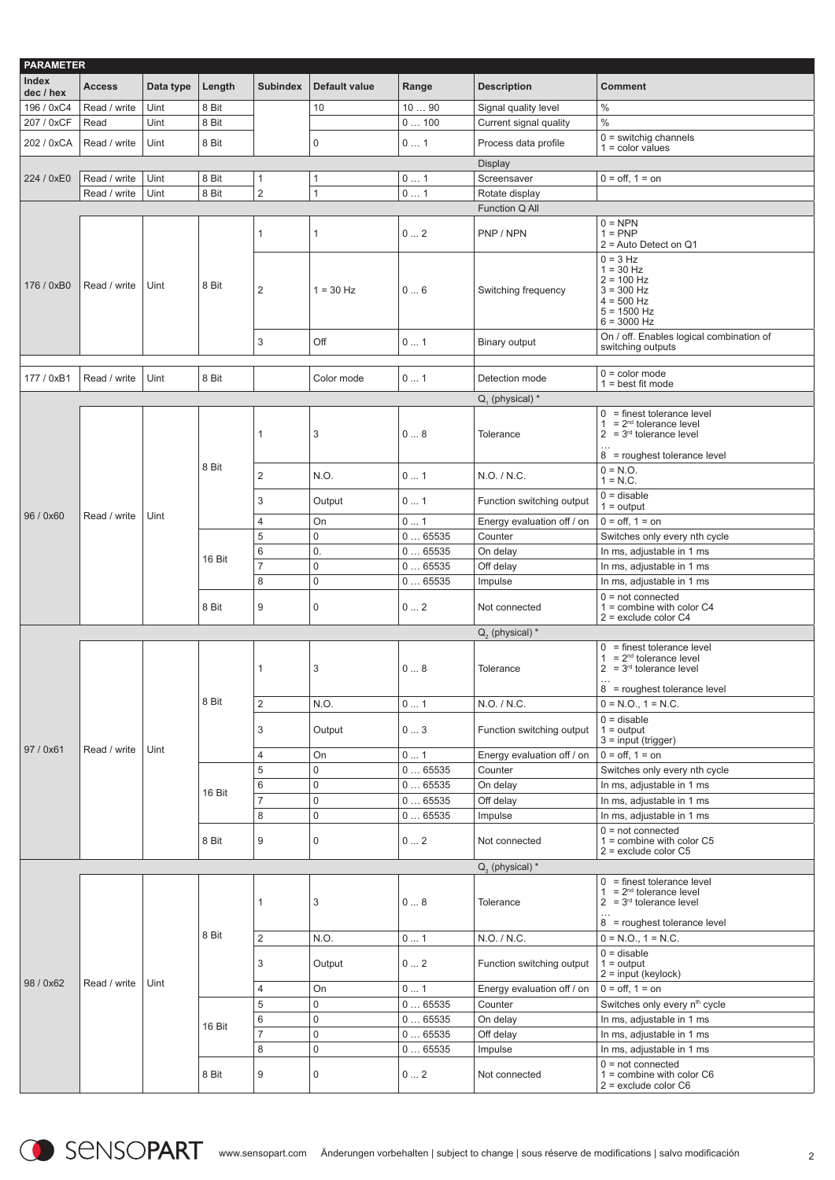| PARAMETER | | | | | | | | |
|---|---|---|---|---|---|---|---|---|
| Index dec / hex | Access | Data type | Length | Subindex | Default value | Range | Description | Comment |
| 196 / 0xC4 | Read / write | Uint | 8 Bit | | 10 | 10 … 90 | Signal quality level | % |
| 207 / 0xCF | Read | Uint | 8 Bit | | | 0 … 100 | Current signal quality | % |
| 202 / 0xCA | Read / write | Uint | 8 Bit | | 0 | 0 … 1 | Process data profile | 0 = switchig channels<br>1 = color values |
| | | | | | | | Display | |
| 224 / 0xE0 | Read / write | Uint | 8 Bit | 1 | 1 | 0 … 1 | Screensaver | 0 = off, 1 = on |
| | Read / write | Uint | 8 Bit | 2 | 1 | 0 … 1 | Rotate display | |
| | | | | | | | Function Q All | |
| 176 / 0xB0 | Read / write | Uint | 8 Bit | 1 | 1 | 0 … 2 | PNP / NPN | 0 = NPN<br>1 = PNP<br>2 = Auto Detect on Q1 |
| | | | | 2 | 1 = 30 Hz | 0 … 6 | Switching frequency | 0 = 3 Hz<br>1 = 30 Hz<br>2 = 100 Hz<br>3 = 300 Hz<br>4 = 500 Hz<br>5 = 1500 Hz<br>6 = 3000 Hz |
| | | | | 3 | Off | 0 … 1 | Binary output | On / off. Enables logical combination of switching outputs |
| 177 / 0xB1 | Read / write | Uint | 8 Bit | | Color mode | 0 … 1 | Detection mode | 0 = color mode<br>1 = best fit mode |
| | | | | | | | $Q_1$ (physical) * | |
| 96 / 0x60 | Read / write | Uint | 8 Bit | 1 | 3 | 0 … 8 | Tolerance | 0 = finest tolerance level<br>1 = 2nd tolerance level<br>2 = 3rd tolerance level<br>…<br>8 = roughest tolerance level |
| | | | 8 Bit | 2 | N.O. | 0 … 1 | N.O. / N.C. | 0 = N.O.<br>1 = N.C. |
| | | | 8 Bit | 3 | Output | 0 … 1 | Function switching output | 0 = disable<br>1 = output |
| | | | 8 Bit | 4 | On | 0 … 1 | Energy evaluation off / on | 0 = off, 1 = on |
| | | | 16 Bit | 5 | 0 | 0 … 65535 | Counter | Switches only every nth cycle |
| | | | 16 Bit | 6 | 0. | 0 … 65535 | On delay | In ms, adjustable in 1 ms |
| | | | 16 Bit | 7 | 0 | 0 … 65535 | Off delay | In ms, adjustable in 1 ms |
| | | | 16 Bit | 8 | 0 | 0 … 65535 | Impulse | In ms, adjustable in 1 ms |
| | | | 8 Bit | 9 | 0 | 0 … 2 | Not connected | 0 = not connected<br>1 = combine with color C4<br>2 = exclude color C4 |
| | | | | | | | $Q_2$ (physical) * | |
| 97 / 0x61 | Read / write | Uint | 8 Bit | 1 | 3 | 0 … 8 | Tolerance | 0 = finest tolerance level<br>1 = 2nd tolerance level<br>2 = 3rd tolerance level<br>…<br>8 = roughest tolerance level |
| | | | 8 Bit | 2 | N.O. | 0 … 1 | N.O. / N.C. | 0 = N.O., 1 = N.C. |
| | | | 8 Bit | 3 | Output | 0 … 3 | Function switching output | 0 = disable<br>1 = output<br>3 = input (trigger) |
| | | | 8 Bit | 4 | On | 0 … 1 | Energy evaluation off / on | 0 = off, 1 = on |
| | | | 16 Bit | 5 | 0 | 0 … 65535 | Counter | Switches only every nth cycle |
| | | | 16 Bit | 6 | 0 | 0 … 65535 | On delay | In ms, adjustable in 1 ms |
| | | | 16 Bit | 7 | 0 | 0 … 65535 | Off delay | In ms, adjustable in 1 ms |
| | | | 16 Bit | 8 | 0 | 0 … 65535 | Impulse | In ms, adjustable in 1 ms |
| | | | 8 Bit | 9 | 0 | 0 … 2 | Not connected | 0 = not connected<br>1 = combine with color C5<br>2 = exclude color C5 |
| | | | | | | | $Q_3$ (physical) * | |
| 98 / 0x62 | Read / write | Uint | 8 Bit | 1 | 3 | 0 … 8 | Tolerance | 0 = finest tolerance level<br>1 = 2nd tolerance level<br>2 = 3rd tolerance level<br>…<br>8 = roughest tolerance level |
| | | | 8 Bit | 2 | N.O. | 0 … 1 | N.O. / N.C. | 0 = N.O., 1 = N.C. |
| | | | 8 Bit | 3 | Output | 0 … 2 | Function switching output | 0 = disable<br>1 = output<br>2 = input (keylock) |
| | | | 8 Bit | 4 | On | 0 … 1 | Energy evaluation off / on | 0 = off, 1 = on |
| | | | 16 Bit | 5 | 0 | 0 … 65535 | Counter | Switches only every nth cycle |
| | | | 16 Bit | 6 | 0 | 0 … 65535 | On delay | In ms, adjustable in 1 ms |
| | | | 16 Bit | 7 | 0 | 0 … 65535 | Off delay | In ms, adjustable in 1 ms |
| | | | 16 Bit | 8 | 0 | 0 … 65535 | Impulse | In ms, adjustable in 1 ms |
| | | | 8 Bit | 9 | 0 | 0 … 2 | Not connected | 0 = not connected<br>1 = combine with color C6<br>2 = exclude color C6 |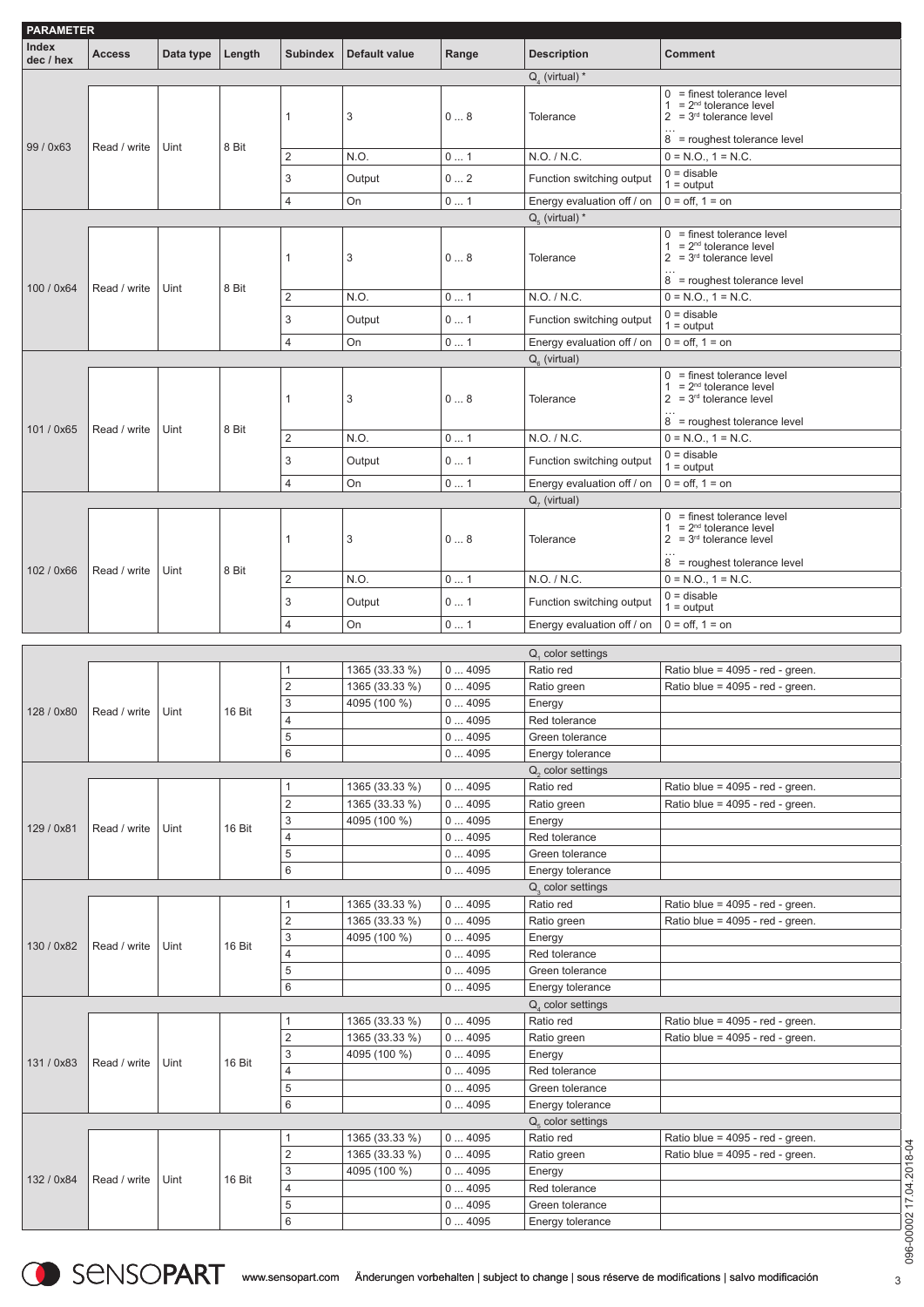**PARAMETER**

| Index dec / hex | Access | Data type | Length | Subindex | Default value | Range | Description | Comment |
|---|---|---|---|---|---|---|---|---|
| | | | | | | | $Q_4$ (virtual) * | |
| 99 / 0x63 | Read / write | Uint | 8 Bit | 1 | 3 | 0 … 8 | Tolerance | 0 = finest tolerance level<br>1 = 2nd tolerance level<br>2 = 3rd tolerance level<br>…<br>8 = roughest tolerance level |
| | | | | 2 | N.O. | 0 … 1 | N.O. / N.C. | 0 = N.O., 1 = N.C. |
| | | | | 3 | Output | 0 … 2 | Function switching output | 0 = disable<br>1 = output |
| | | | | 4 | On | 0 … 1 | Energy evaluation off / on | 0 = off, 1 = on |
| | | | | | | | $Q_5$ (virtual) * | |
| 100 / 0x64 | Read / write | Uint | 8 Bit | 1 | 3 | 0 … 8 | Tolerance | 0 = finest tolerance level<br>1 = 2nd tolerance level<br>2 = 3rd tolerance level<br>…<br>8 = roughest tolerance level |
| | | | | 2 | N.O. | 0 … 1 | N.O. / N.C. | 0 = N.O., 1 = N.C. |
| | | | | 3 | Output | 0 … 1 | Function switching output | 0 = disable<br>1 = output |
| | | | | 4 | On | 0 … 1 | Energy evaluation off / on | 0 = off, 1 = on |
| | | | | | | | $Q_6$ (virtual) | |
| 101 / 0x65 | Read / write | Uint | 8 Bit | 1 | 3 | 0 … 8 | Tolerance | 0 = finest tolerance level<br>1 = 2nd tolerance level<br>2 = 3rd tolerance level<br>…<br>8 = roughest tolerance level |
| | | | | 2 | N.O. | 0 … 1 | N.O. / N.C. | 0 = N.O., 1 = N.C. |
| | | | | 3 | Output | 0 … 1 | Function switching output | 0 = disable<br>1 = output |
| | | | | 4 | On | 0 … 1 | Energy evaluation off / on | 0 = off, 1 = on |
| | | | | | | | $Q_7$ (virtual) | |
| 102 / 0x66 | Read / write | Uint | 8 Bit | 1 | 3 | 0 … 8 | Tolerance | 0 = finest tolerance level<br>1 = 2nd tolerance level<br>2 = 3rd tolerance level<br>…<br>8 = roughest tolerance level |
| | | | | 2 | N.O. | 0 … 1 | N.O. / N.C. | 0 = N.O., 1 = N.C. |
| | | | | 3 | Output | 0 … 1 | Function switching output | 0 = disable<br>1 = output |
| | | | | 4 | On | 0 … 1 | Energy evaluation off / on | 0 = off, 1 = on |

| Index dec / hex | Access | Data type | Length | Subindex | Default value | Range | Description | Comment |
|---|---|---|---|---|---|---|---|---|
| | | | | | | | $Q_1$ color settings | |
| 128 / 0x80 | Read / write | Uint | 16 Bit | 1 | 1365 (33.33 %) | 0 … 4095 | Ratio red | Ratio blue = 4095 - red - green. |
| | | | | 2 | 1365 (33.33 %) | 0 … 4095 | Ratio green | Ratio blue = 4095 - red - green. |
| | | | | 3 | 4095 (100 %) | 0 … 4095 | Energy | |
| | | | | 4 | | 0 … 4095 | Red tolerance | |
| | | | | 5 | | 0 … 4095 | Green tolerance | |
| | | | | 6 | | 0 … 4095 | Energy tolerance | |
| | | | | | | | $Q_2$ color settings | |
| 129 / 0x81 | Read / write | Uint | 16 Bit | 1 | 1365 (33.33 %) | 0 … 4095 | Ratio red | Ratio blue = 4095 - red - green. |
| | | | | 2 | 1365 (33.33 %) | 0 … 4095 | Ratio green | Ratio blue = 4095 - red - green. |
| | | | | 3 | 4095 (100 %) | 0 … 4095 | Energy | |
| | | | | 4 | | 0 … 4095 | Red tolerance | |
| | | | | 5 | | 0 … 4095 | Green tolerance | |
| | | | | 6 | | 0 … 4095 | Energy tolerance | |
| | | | | | | | $Q_3$ color settings | |
| 130 / 0x82 | Read / write | Uint | 16 Bit | 1 | 1365 (33.33 %) | 0 … 4095 | Ratio red | Ratio blue = 4095 - red - green. |
| | | | | 2 | 1365 (33.33 %) | 0 … 4095 | Ratio green | Ratio blue = 4095 - red - green. |
| | | | | 3 | 4095 (100 %) | 0 … 4095 | Energy | |
| | | | | 4 | | 0 … 4095 | Red tolerance | |
| | | | | 5 | | 0 … 4095 | Green tolerance | |
| | | | | 6 | | 0 … 4095 | Energy tolerance | |
| | | | | | | | $Q_4$ color settings | |
| 131 / 0x83 | Read / write | Uint | 16 Bit | 1 | 1365 (33.33 %) | 0 … 4095 | Ratio red | Ratio blue = 4095 - red - green. |
| | | | | 2 | 1365 (33.33 %) | 0 … 4095 | Ratio green | Ratio blue = 4095 - red - green. |
| | | | | 3 | 4095 (100 %) | 0 … 4095 | Energy | |
| | | | | 4 | | 0 … 4095 | Red tolerance | |
| | | | | 5 | | 0 … 4095 | Green tolerance | |
| | | | | 6 | | 0 … 4095 | Energy tolerance | |
| | | | | | | | $Q_5$ color settings | |
| 132 / 0x84 | Read / write | Uint | 16 Bit | 1 | 1365 (33.33 %) | 0 … 4095 | Ratio red | Ratio blue = 4095 - red - green. |
| | | | | 2 | 1365 (33.33 %) | 0 … 4095 | Ratio green | Ratio blue = 4095 - red - green. |
| | | | | 3 | 4095 (100 %) | 0 … 4095 | Energy | |
| | | | | 4 | | 0 … 4095 | Red tolerance | |
| | | | | 5 | | 0 … 4095 | Green tolerance | |
| | | | | 6 | | 0 … 4095 | Energy tolerance | |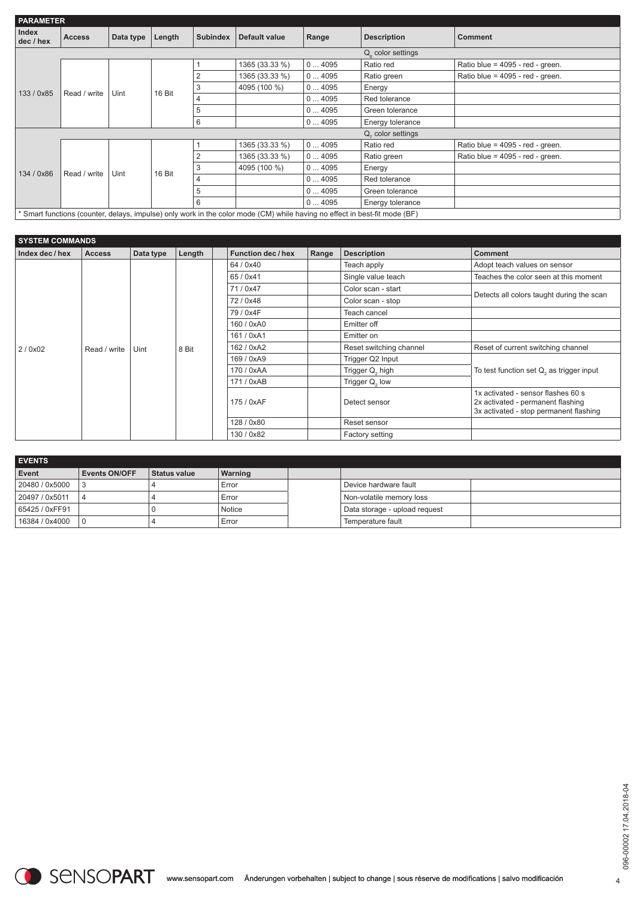| PARAMETER | | | | | | | | |
|---|---|---|---|---|---|---|---|---|
| Index dec / hex | Access | Data type | Length | Subindex | Default value | Range | Description | Comment |
| | | | | | | | $Q_6$ color settings | |
| 133 / 0x85 | Read / write | Uint | 16 Bit | 1 | 1365 (33.33 %) | 0 ... 4095 | Ratio red | Ratio blue = 4095 - red - green. |
| | | | | 2 | 1365 (33.33 %) | 0 ... 4095 | Ratio green | Ratio blue = 4095 - red - green. |
| | | | | 3 | 4095 (100 %) | 0 ... 4095 | Energy | |
| | | | | 4 | | 0 ... 4095 | Red tolerance | |
| | | | | 5 | | 0 ... 4095 | Green tolerance | |
| | | | | 6 | | 0 ... 4095 | Energy tolerance | |
| | | | | | | | $Q_7$ color settings | |
| 134 / 0x86 | Read / write | Uint | 16 Bit | 1 | 1365 (33.33 %) | 0 ... 4095 | Ratio red | Ratio blue = 4095 - red - green. |
| | | | | 2 | 1365 (33.33 %) | 0 ... 4095 | Ratio green | Ratio blue = 4095 - red - green. |
| | | | | 3 | 4095 (100 %) | 0 ... 4095 | Energy | |
| | | | | 4 | | 0 ... 4095 | Red tolerance | |
| | | | | 5 | | 0 ... 4095 | Green tolerance | |
| | | | | 6 | | 0 ... 4095 | Energy tolerance | |

* Smart functions (counter, delays, impulse) only work in the color mode (CM) while having no effect in best-fit mode (BF)

| SYSTEM COMMANDS | | | | | | | | |
|---|---|---|---|---|---|---|---|---|
| Index dec / hex | Access | Data type | Length | | Function dec / hex | Range | Description | Comment |
| 2 / 0x02 | Read / write | Uint | 8 Bit | | 64 / 0x40 | | Teach apply | Adopt teach values on sensor |
| | | | | | 65 / 0x41 | | Single value teach | Teaches the color seen at this moment |
| | | | | | 71 / 0x47 | | Color scan - start | Detects all colors taught during the scan |
| | | | | | 72 / 0x48 | | Color scan - stop | |
| | | | | | 79 / 0x4F | | Teach cancel | |
| | | | | | 160 / 0xA0 | | Emitter off | |
| | | | | | 161 / 0xA1 | | Emitter on | |
| | | | | | 162 / 0xA2 | | Reset switching channel | Reset of current switching channel |
| | | | | | 169 / 0xA9 | | Trigger Q2 Input | To test function set $Q_2$ as trigger input |
| | | | | | 170 / 0xAA | | Trigger $Q_2$ high | |
| | | | | | 171 / 0xAB | | Trigger $Q_2$ low | |
| | | | | | 175 / 0xAF | | Detect sensor | 1x activated - sensor flashes 60 s<br>2x activated - permanent flashing<br>3x activated - stop permanent flashing |
| | | | | | 128 / 0x80 | | Reset sensor | |
| | | | | | 130 / 0x82 | | Factory setting | |

| EVENTS | | | | | | |
|---|---|---|---|---|---|---|
| Event | Events ON/OFF | Status value | Warning | | | |
| 20480 / 0x5000 | 3 | 4 | Error | | Device hardware fault | |
| 20497 / 0x5011 | 4 | 4 | Error | | Non-volatile memory loss | |
| 65425 / 0xFF91 | | 0 | Notice | | Data storage - upload request | |
| 16384 / 0x4000 | 0 | 4 | Error | | Temperature fault | |

096-00002 17.04.2018-04

www.sensopart.com Änderungen vorbehalten | subject to change | sous réserve de modifications | salvo modificación